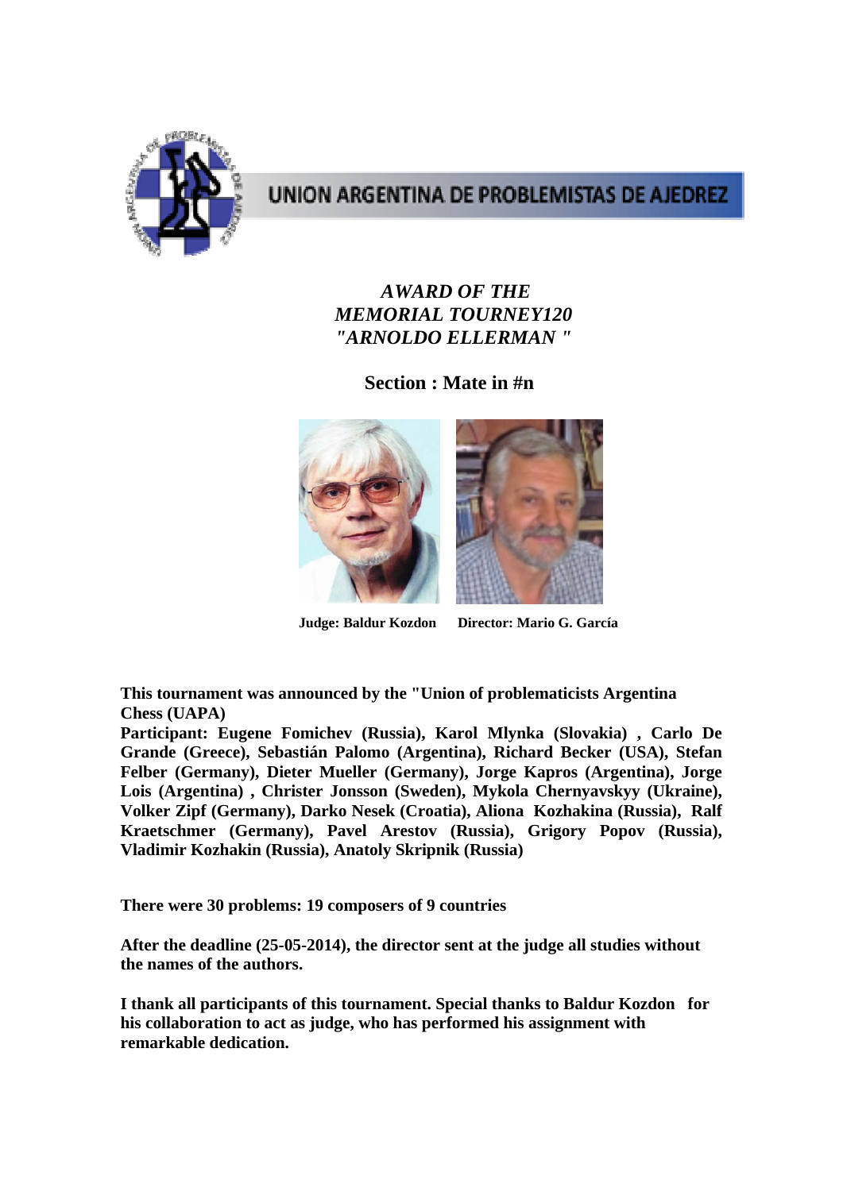UNION ARGENTINA DE PROBLEMISTAS DE AJEDREZ

# *AWARD OF THE MEMORIAL TOURNEY120 "ARNOLDO ELLERMAN "*

## Section : Mate in #n

**Judge: Baldur Kozdon** **Director: Mario G. García**

**This tournament was announced by the "Union of problematicists Argentina Chess (UAPA)**

**Participant: Eugene Fomichev (Russia), Karol Mlynka (Slovakia) , Carlo De Grande (Greece), Sebastián Palomo (Argentina), Richard Becker (USA), Stefan Felber (Germany), Dieter Mueller (Germany), Jorge Kapros (Argentina), Jorge Lois (Argentina) , Christer Jonsson (Sweden), Mykola Chernyavskyy (Ukraine), Volker Zipf (Germany), Darko Nesek (Croatia), Aliona Kozhakina (Russia), Ralf Kraetschmer (Germany), Pavel Arestov (Russia), Grigory Popov (Russia), Vladimir Kozhakin (Russia), Anatoly Skripnik (Russia)**

**There were 30 problems: 19 composers of 9 countries**

**After the deadline (25-05-2014), the director sent at the judge all studies without the names of the authors.**

**I thank all participants of this tournament. Special thanks to Baldur Kozdon for his collaboration to act as judge, who has performed his assignment with remarkable dedication.**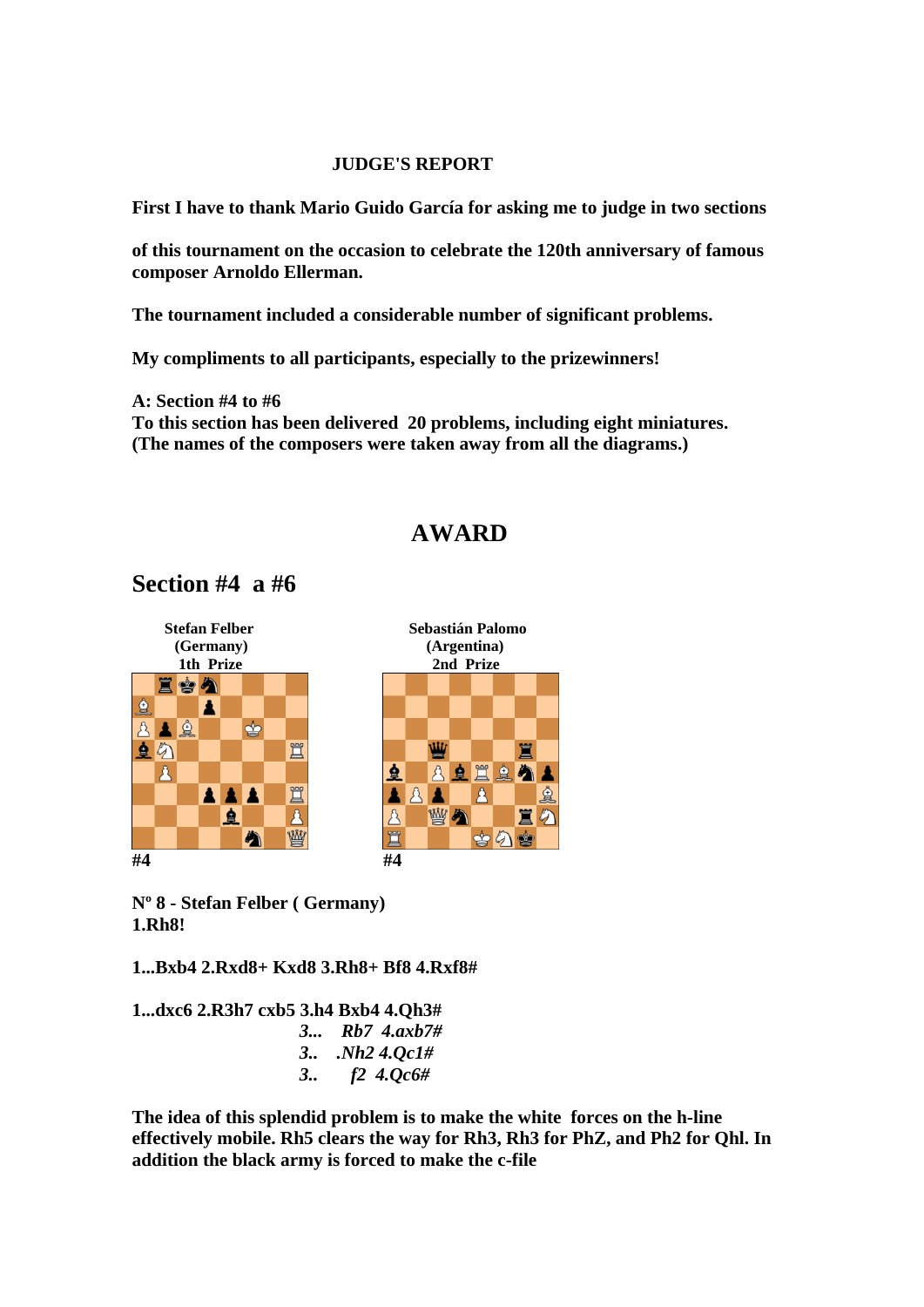JUDGE'S REPORT

**First I have to thank Mario Guido García for asking me to judge in two sections**

**of this tournament on the occasion to celebrate the 120th anniversary of famous composer Arnoldo Ellerman.**

**The tournament included a considerable number of significant problems.**

**My compliments to all participants, especially to the prizewinners!**

**A: Section #4 to #6**
**To this section has been delivered 20 problems, including eight miniatures.**
**(The names of the composers were taken away from all the diagrams.)**

# AWARD

## Section #4 a #6

**Stefan Felber**
**(Germany)**
**1th Prize**

#4

**Sebastián Palomo**
**(Argentina)**
**2nd Prize**

#4

**Nº 8 - Stefan Felber ( Germany)**
**1.Rh8!**

**1...Bxb4 2.Rxd8+ Kxd8 3.Rh8+ Bf8 4.Rxf8#**

**1...dxc6 2.R3h7 cxb5 3.h4 Bxb4 4.Qh3#**
*3... Rb7 4.axb7#*
*3.. .Nh2 4.Qc1#*
*3.. f2 4.Qc6#*

**The idea of this splendid problem is to make the white forces on the h-line effectively mobile. Rh5 clears the way for Rh3, Rh3 for PhZ, and Ph2 for Qhl. In addition the black army is forced to make the c-file**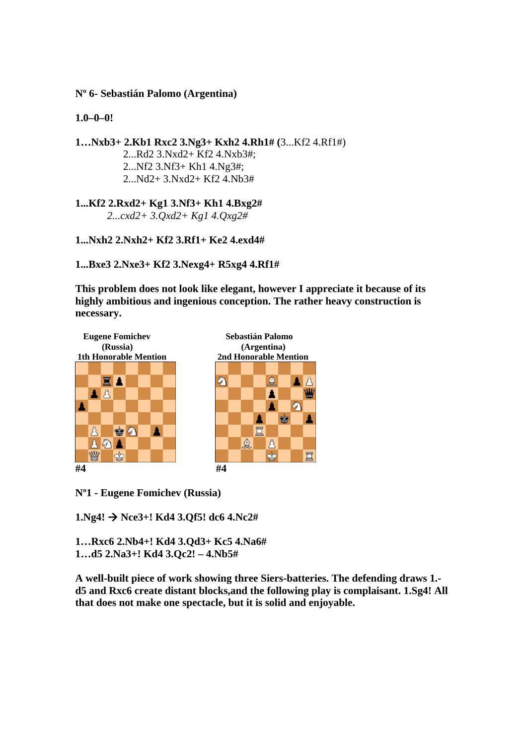**Nº 6- Sebastián Palomo (Argentina)**

**1.0–0–0!**

**1…Nxb3+ 2.Kb1 Rxc2 3.Ng3+ Kxh2 4.Rh1# (**3...Kf2 4.Rf1#)
2...Rd2 3.Nxd2+ Kf2 4.Nxb3#;
2...Nf2 3.Nf3+ Kh1 4.Ng3#;
2...Nd2+ 3.Nxd2+ Kf2 4.Nb3#

**1...Kf2 2.Rxd2+ Kg1 3.Nf3+ Kh1 4.Bxg2#**
*2...cxd2+ 3.Qxd2+ Kg1 4.Qxg2#*

**1...Nxh2 2.Nxh2+ Kf2 3.Rf1+ Ke2 4.exd4#**

**1...Bxe3 2.Nxe3+ Kf2 3.Nexg4+ R5xg4 4.Rf1#**

**This problem does not look like elegant, however I appreciate it because of its highly ambitious and ingenious conception. The rather heavy construction is necessary.**

**Eugene Fomichev (Russia) 1th Honorable Mention**

**#4**

**Sebastián Palomo (Argentina) 2nd Honorable Mention**

**#4**

**Nº1 - Eugene Fomichev (Russia)**

**1.Ng4! → Nce3+! Kd4 3.Qf5! dc6 4.Nc2#**

**1…Rxc6 2.Nb4+! Kd4 3.Qd3+ Kc5 4.Na6#**
**1…d5 2.Na3+! Kd4 3.Qc2! – 4.Nb5#**

**A well-built piece of work showing three Siers-batteries. The defending draws 1.-d5 and Rxc6 create distant blocks,and the following play is complaisant. 1.Sg4! All that does not make one spectacle, but it is solid and enjoyable.**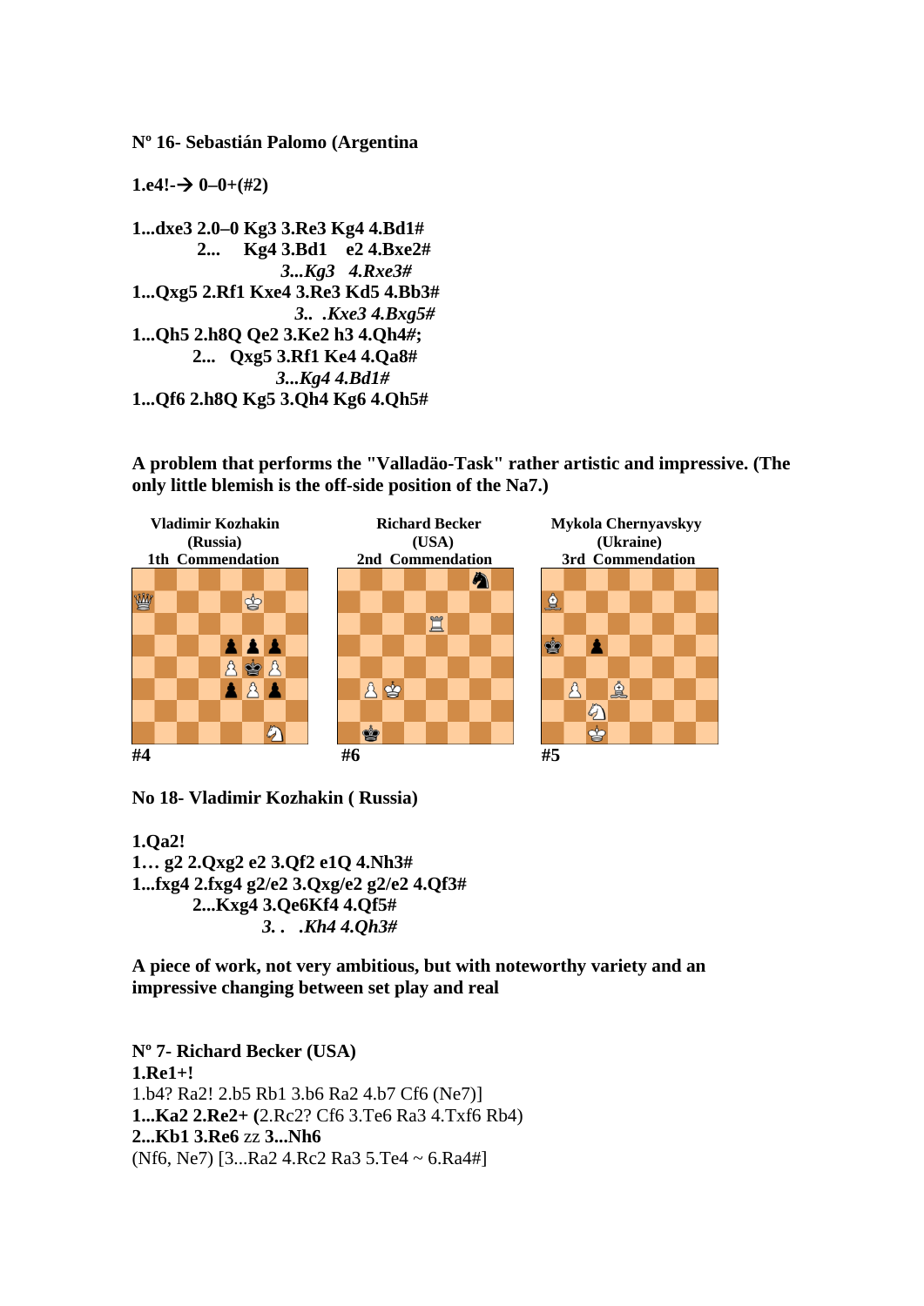**Nº 16- Sebastián Palomo (Argentina**

**1.e4!-→ 0–0+(#2)**

**1...dxe3 2.0–0 Kg3 3.Re3 Kg4 4.Bd1#**
**2... Kg4 3.Bd1 e2 4.Bxe2#**
***3...Kg3 4.Rxe3#***
**1...Qxg5 2.Rf1 Kxe4 3.Re3 Kd5 4.Bb3#**
***3.. .Kxe3 4.Bxg5#***
**1...Qh5 2.h8Q Qe2 3.Ke2 h3 4.Qh4#;**
**2... Qxg5 3.Rf1 Ke4 4.Qa8#**
***3...Kg4 4.Bd1#***
**1...Qf6 2.h8Q Kg5 3.Qh4 Kg6 4.Qh5#**

**A problem that performs the "Valladão-Task" rather artistic and impressive. (The only little blemish is the off-side position of the Na7.)**

| Vladimir Kozhakin (Russia) 1th Commendation | Richard Becker (USA) 2nd Commendation | Mykola Chernyavskyy (Ukraine) 3rd Commendation |
|---|---|---|
| #4 | #6 | #5 |

**No 18- Vladimir Kozhakin ( Russia)**

**1.Qa2!**
**1… g2 2.Qxg2 e2 3.Qf2 e1Q 4.Nh3#**
**1...fxg4 2.fxg4 g2/e2 3.Qxg/e2 g2/e2 4.Qf3#**
**2...Kxg4 3.Qe6Kf4 4.Qf5#**
***3. . .Kh4 4.Qh3#***

**A piece of work, not very ambitious, but with noteworthy variety and an impressive changing between set play and real**

**Nº 7- Richard Becker (USA)**
**1.Re1+!**
1.b4? Ra2! 2.b5 Rb1 3.b6 Ra2 4.b7 Cf6 (Ne7)]
**1...Ka2 2.Re2+ (**2.Rc2? Cf6 3.Te6 Ra3 4.Txf6 Rb4)
**2...Kb1 3.Re6** zz **3...Nh6**
(Nf6, Ne7) [3...Ra2 4.Rc2 Ra3 5.Te4 ~ 6.Ra4#]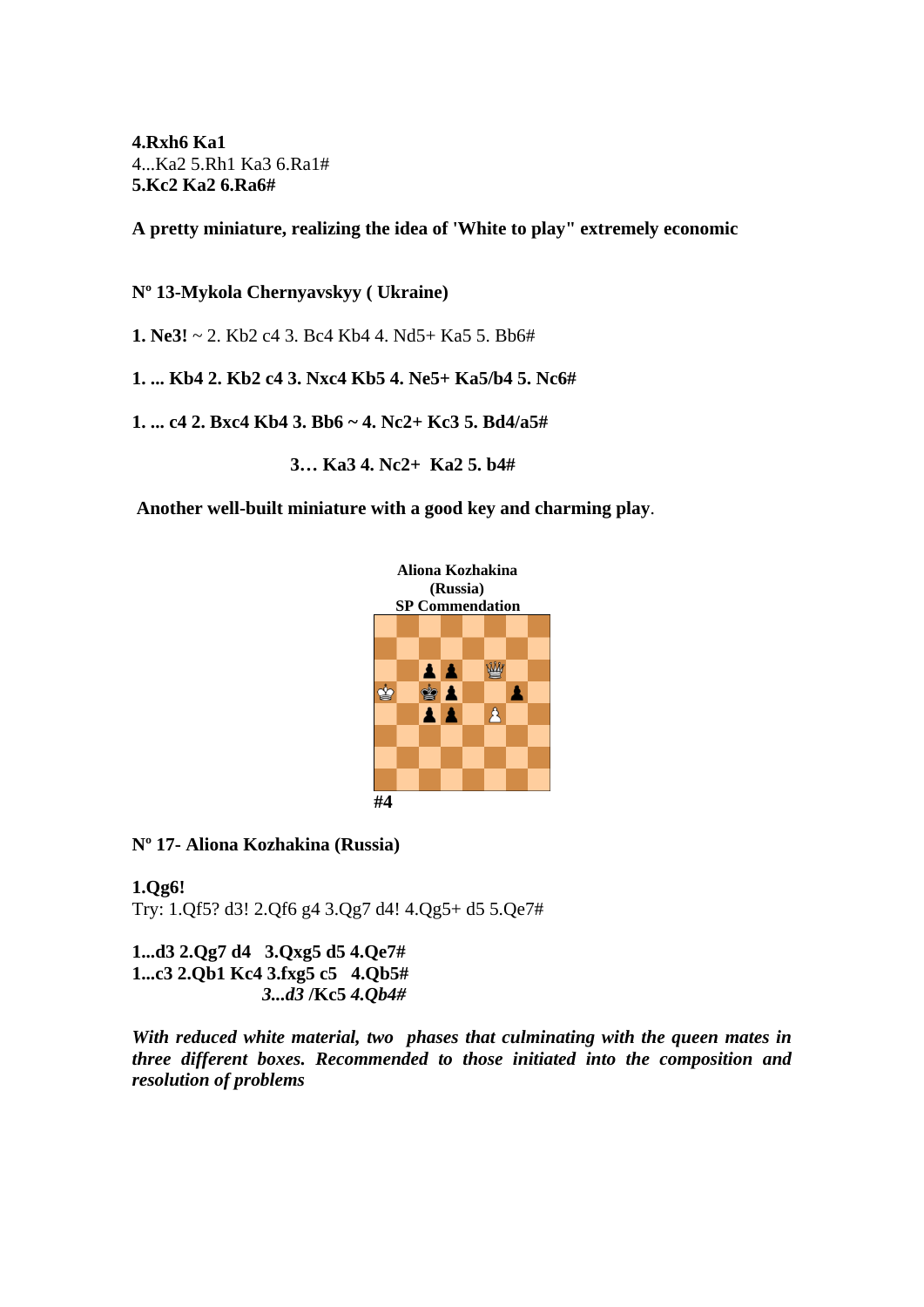**4.Rxh6 Ka1**
4...Ka2 5.Rh1 Ka3 6.Ra1#
**5.Kc2 Ka2 6.Ra6#**

**A pretty miniature, realizing the idea of 'White to play" extremely economic**

**Nº 13-Mykola Chernyavskyy ( Ukraine)**

**1. Ne3!** ~ 2. Kb2 c4 3. Bc4 Kb4 4. Nd5+ Ka5 5. Bb6#

**1. ... Kb4 2. Kb2 c4 3. Nxc4 Kb5 4. Ne5+ Ka5/b4 5. Nc6#**

**1. ... c4 2. Bxc4 Kb4 3. Bb6 ~ 4. Nc2+ Kc3 5. Bd4/a5#**

**3… Ka3 4. Nc2+ Ka2 5. b4#**

**Another well-built miniature with a good key and charming play**.

**Aliona Kozhakina (Russia) SP Commendation**

**#4**

**Nº 17- Aliona Kozhakina (Russia)**

**1.Qg6!**
Try: 1.Qf5? d3! 2.Qf6 g4 3.Qg7 d4! 4.Qg5+ d5 5.Qe7#

**1...d3 2.Qg7 d4 3.Qxg5 d5 4.Qe7#**
**1...c3 2.Qb1 Kc4 3.fxg5 c5 4.Qb5#**
***3...d3* /Kc5 *4.Qb4#***

***With reduced white material, two phases that culminating with the queen mates in three different boxes. Recommended to those initiated into the composition and resolution of problems***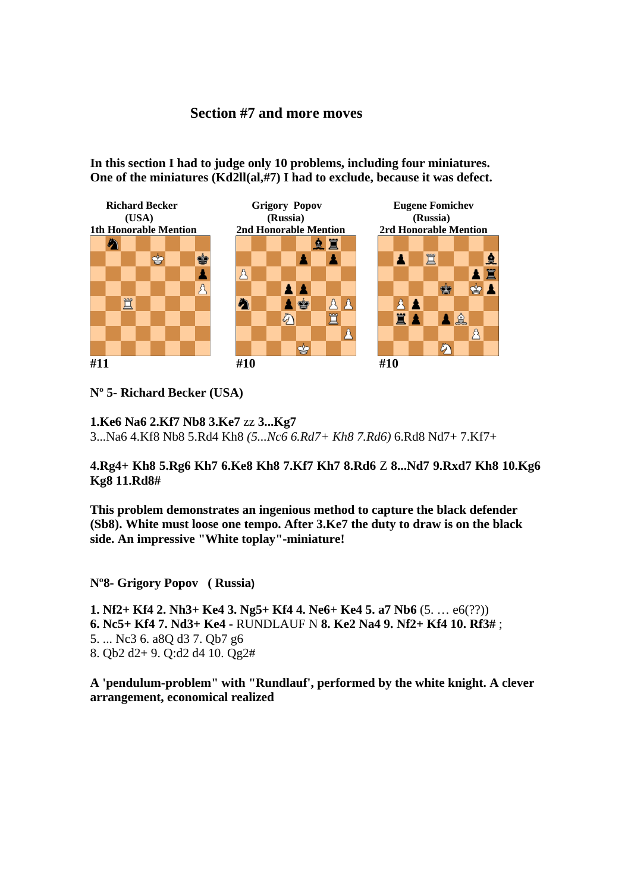## Section #7 and more moves

**In this section I had to judge only 10 problems, including four miniatures. One of the miniatures (Kd2ll(al,#7) I had to exclude, because it was defect.**

| Richard Becker (USA) 1th Honorable Mention | Grigory Popov (Russia) 2nd Honorable Mention | Eugene Fomichev (Russia) 2rd Honorable Mention |
|---|---|---|
| #11 | #10 | #10 |

**Nº 5- Richard Becker (USA)**

**1.Ke6 Na6 2.Kf7 Nb8 3.Ke7** zz **3...Kg7**
3...Na6 4.Kf8 Nb8 5.Rd4 Kh8 *(5...Nc6 6.Rd7+ Kh8 7.Rd6)* 6.Rd8 Nd7+ 7.Kf7+

**4.Rg4+ Kh8 5.Rg6 Kh7 6.Ke8 Kh8 7.Kf7 Kh7 8.Rd6** Z **8...Nd7 9.Rxd7 Kh8 10.Kg6 Kg8 11.Rd8#**

**This problem demonstrates an ingenious method to capture the black defender (Sb8). White must loose one tempo. After 3.Ke7 the duty to draw is on the black side. An impressive "White toplay"-miniature!**

**Nº8- Grigory Popov ( Russia)**

**1. Nf2+ Kf4 2. Nh3+ Ke4 3. Ng5+ Kf4 4. Ne6+ Ke4 5. a7 Nb6** (5. … e6(??))
**6. Nc5+ Kf4 7. Nd3+ Ke4** - RUNDLAUF N **8. Ke2 Na4 9. Nf2+ Kf4 10. Rf3#** ;
5. ... Nc3 6. a8Q d3 7. Qb7 g6
8. Qb2 d2+ 9. Q:d2 d4 10. Qg2#

**A 'pendulum-problem" with "Rundlauf', performed by the white knight. A clever arrangement, economical realized**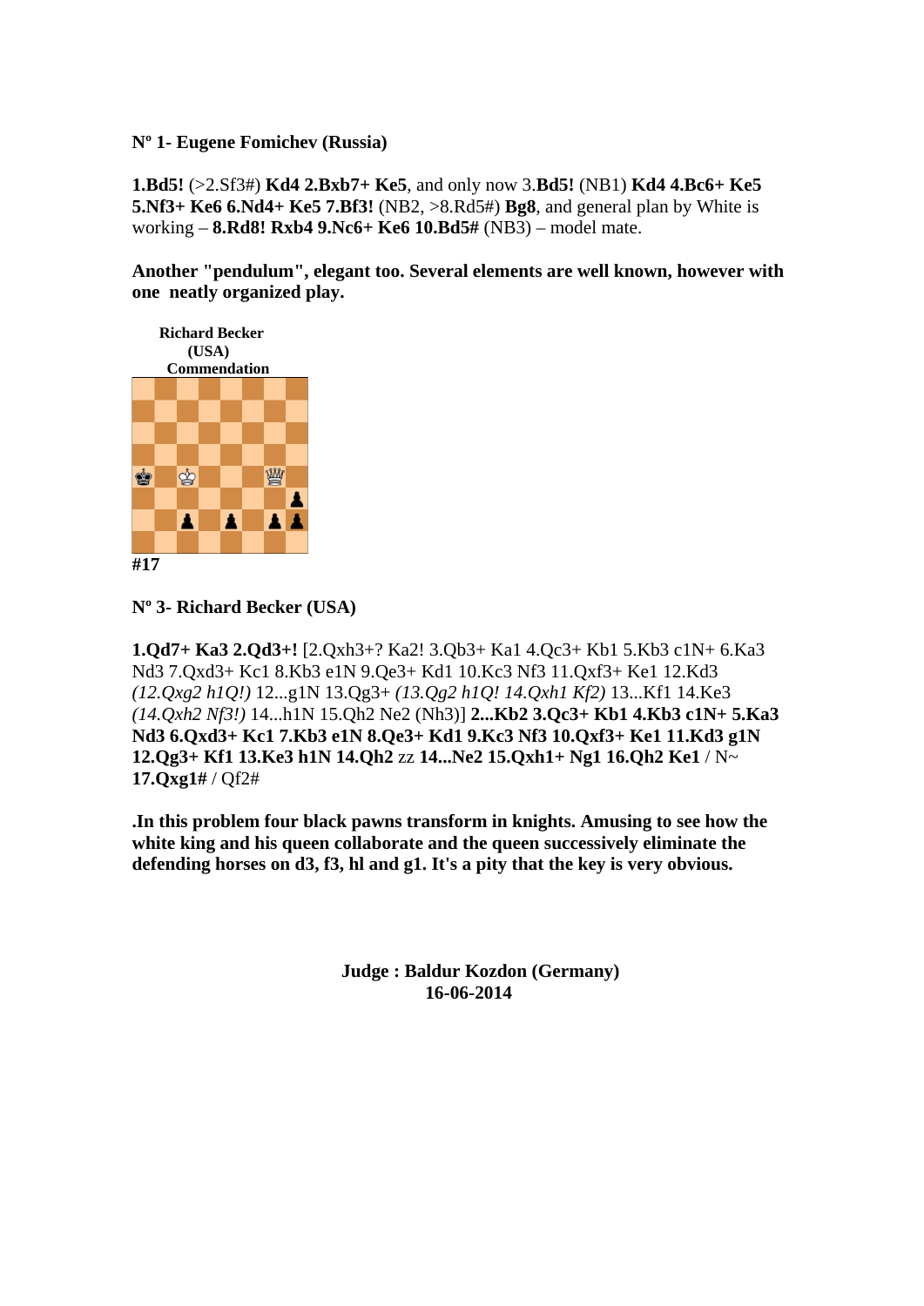**Nº 1- Eugene Fomichev (Russia)**

**1.Bd5!** (>2.Sf3#) **Kd4 2.Bxb7+ Ke5**, and only now 3.**Bd5!** (NB1) **Kd4 4.Bc6+ Ke5 5.Nf3+ Ke6 6.Nd4+ Ke5 7.Bf3!** (NB2, >8.Rd5#) **Bg8**, and general plan by White is working – **8.Rd8! Rxb4 9.Nc6+ Ke6 10.Bd5#** (NB3) – model mate.

**Another "pendulum", elegant too. Several elements are well known, however with one neatly organized play.**

**Richard Becker (USA)**
**Commendation**

#17

**Nº 3- Richard Becker (USA)**

**1.Qd7+ Ka3 2.Qd3+!** [2.Qxh3+? Ka2! 3.Qb3+ Ka1 4.Qc3+ Kb1 5.Kb3 c1N+ 6.Ka3 Nd3 7.Qxd3+ Kc1 8.Kb3 e1N 9.Qe3+ Kd1 10.Kc3 Nf3 11.Qxf3+ Ke1 12.Kd3 *(12.Qxg2 h1Q!)* 12...g1N 13.Qg3+ *(13.Qg2 h1Q! 14.Qxh1 Kf2)* 13...Kf1 14.Ke3 *(14.Qxh2 Nf3!)* 14...h1N 15.Qh2 Ne2 (Nh3)] **2...Kb2 3.Qc3+ Kb1 4.Kb3 c1N+ 5.Ka3 Nd3 6.Qxd3+ Kc1 7.Kb3 e1N 8.Qe3+ Kd1 9.Kc3 Nf3 10.Qxf3+ Ke1 11.Kd3 g1N 12.Qg3+ Kf1 13.Ke3 h1N 14.Qh2** zz **14...Ne2 15.Qxh1+ Ng1 16.Qh2 Ke1** / N~ **17.Qxg1#** / Qf2#

**.In this problem four black pawns transform in knights. Amusing to see how the white king and his queen collaborate and the queen successively eliminate the defending horses on d3, f3, hl and g1. It's a pity that the key is very obvious.**

**Judge : Baldur Kozdon (Germany)**
**16-06-2014**